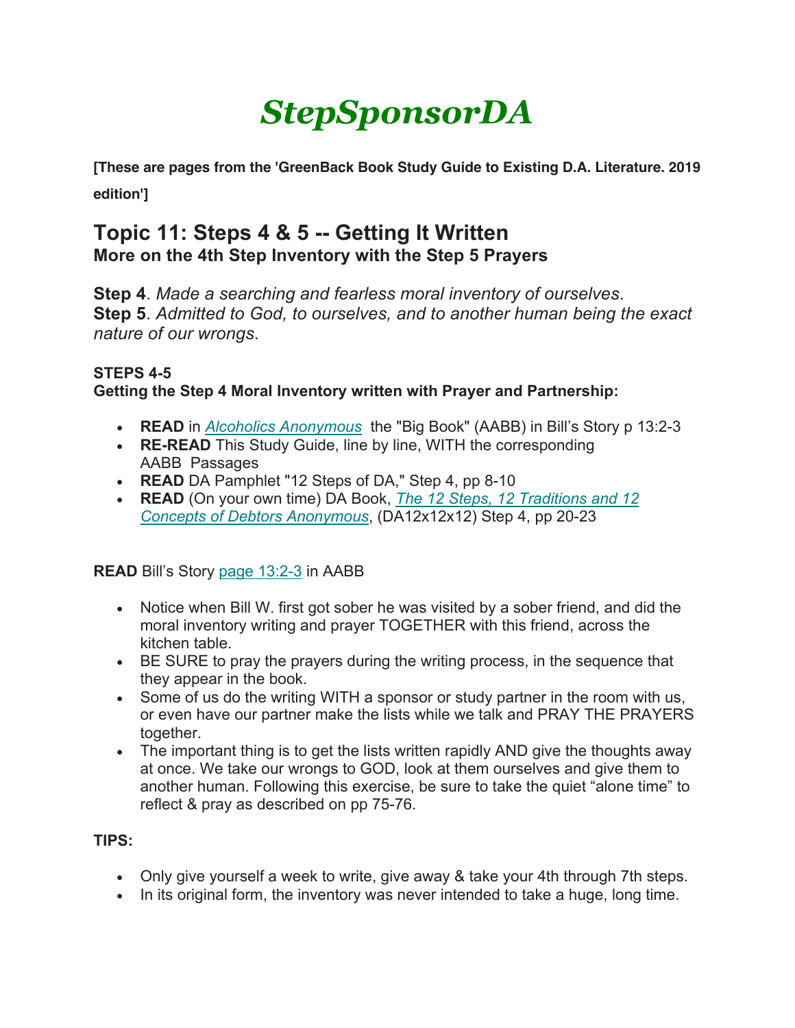# *StepSponsorDA*

**[These are pages from the 'GreenBack Book Study Guide to Existing D.A. Literature. 2019 edition']**

## Topic 11: Steps 4 & 5 -- Getting It Written
### More on the 4th Step Inventory with the Step 5 Prayers

**Step 4**. *Made a searching and fearless moral inventory of ourselves*.
**Step 5**. *Admitted to God, to ourselves, and to another human being the exact nature of our wrongs*.

**STEPS 4-5**
**Getting the Step 4 Moral Inventory written with Prayer and Partnership:**

- **READ** in *Alcoholics Anonymous* the "Big Book" (AABB) in Bill's Story p 13:2-3
- **RE-READ** This Study Guide, line by line, WITH the corresponding AABB Passages
- **READ** DA Pamphlet "12 Steps of DA," Step 4, pp 8-10
- **READ** (On your own time) DA Book, *The 12 Steps, 12 Traditions and 12 Concepts of Debtors Anonymous*, (DA12x12x12) Step 4, pp 20-23

**READ** Bill's Story page 13:2-3 in AABB

- Notice when Bill W. first got sober he was visited by a sober friend, and did the moral inventory writing and prayer TOGETHER with this friend, across the kitchen table.
- BE SURE to pray the prayers during the writing process, in the sequence that they appear in the book.
- Some of us do the writing WITH a sponsor or study partner in the room with us, or even have our partner make the lists while we talk and PRAY THE PRAYERS together.
- The important thing is to get the lists written rapidly AND give the thoughts away at once. We take our wrongs to GOD, look at them ourselves and give them to another human. Following this exercise, be sure to take the quiet "alone time" to reflect & pray as described on pp 75-76.

**TIPS:**

- Only give yourself a week to write, give away & take your 4th through 7th steps.
- In its original form, the inventory was never intended to take a huge, long time.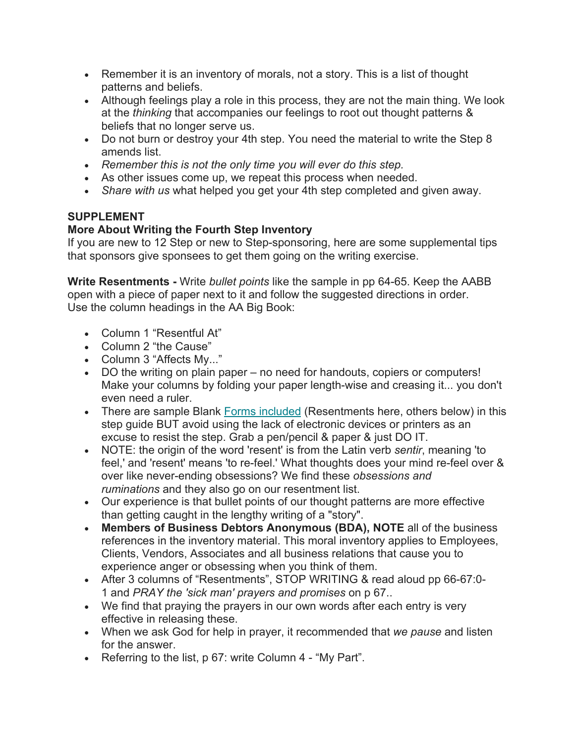- Remember it is an inventory of morals, not a story. This is a list of thought patterns and beliefs.
- Although feelings play a role in this process, they are not the main thing. We look at the *thinking* that accompanies our feelings to root out thought patterns & beliefs that no longer serve us.
- Do not burn or destroy your 4th step. You need the material to write the Step 8 amends list.
- *Remember this is not the only time you will ever do this step.*
- As other issues come up, we repeat this process when needed.
- *Share with us* what helped you get your 4th step completed and given away.

**SUPPLEMENT**

**More About Writing the Fourth Step Inventory**

If you are new to 12 Step or new to Step-sponsoring, here are some supplemental tips that sponsors give sponsees to get them going on the writing exercise.

**Write Resentments -** Write *bullet points* like the sample in pp 64-65. Keep the AABB open with a piece of paper next to it and follow the suggested directions in order. Use the column headings in the AA Big Book:

- Column 1 "Resentful At"
- Column 2 "the Cause"
- Column 3 "Affects My..."
- DO the writing on plain paper – no need for handouts, copiers or computers! Make your columns by folding your paper length-wise and creasing it... you don't even need a ruler.
- There are sample Blank Forms included (Resentments here, others below) in this step guide BUT avoid using the lack of electronic devices or printers as an excuse to resist the step. Grab a pen/pencil & paper & just DO IT.
- NOTE: the origin of the word 'resent' is from the Latin verb *sentir*, meaning 'to feel,' and 'resent' means 'to re-feel.' What thoughts does your mind re-feel over & over like never-ending obsessions? We find these *obsessions and ruminations* and they also go on our resentment list.
- Our experience is that bullet points of our thought patterns are more effective than getting caught in the lengthy writing of a "story".
- **Members of Business Debtors Anonymous (BDA), NOTE** all of the business references in the inventory material. This moral inventory applies to Employees, Clients, Vendors, Associates and all business relations that cause you to experience anger or obsessing when you think of them.
- After 3 columns of "Resentments", STOP WRITING & read aloud pp 66-67:0-1 and *PRAY the 'sick man' prayers and promises* on p 67..
- We find that praying the prayers in our own words after each entry is very effective in releasing these.
- When we ask God for help in prayer, it recommended that *we pause* and listen for the answer.
- Referring to the list, p 67: write Column 4 - "My Part".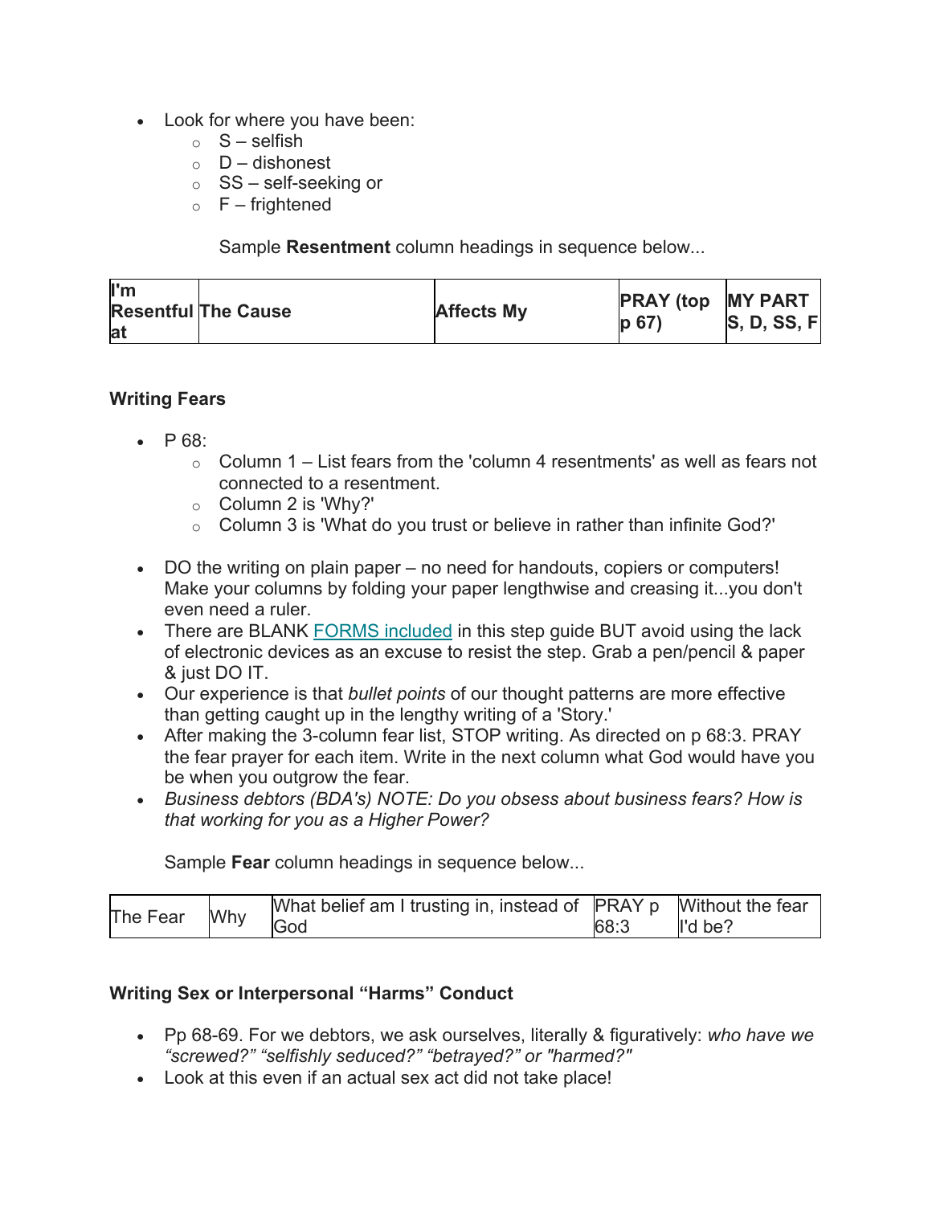- Look for where you have been:
  - S – selfish
  - D – dishonest
  - SS – self-seeking or
  - F – frightened

  Sample **Resentment** column headings in sequence below...

| I'm Resentful at | The Cause | Affects My | PRAY (top p 67) | MY PART S, D, SS, F |
|---|---|---|---|---|

### Writing Fears

- P 68:
  - Column 1 – List fears from the 'column 4 resentments' as well as fears not connected to a resentment.
  - Column 2 is 'Why?'
  - Column 3 is 'What do you trust or believe in rather than infinite God?'

- DO the writing on plain paper – no need for handouts, copiers or computers! Make your columns by folding your paper lengthwise and creasing it...you don't even need a ruler.
- There are BLANK [FORMS included] in this step guide BUT avoid using the lack of electronic devices as an excuse to resist the step. Grab a pen/pencil & paper & just DO IT.
- Our experience is that *bullet points* of our thought patterns are more effective than getting caught up in the lengthy writing of a 'Story.'
- After making the 3-column fear list, STOP writing. As directed on p 68:3. PRAY the fear prayer for each item. Write in the next column what God would have you be when you outgrow the fear.
- *Business debtors (BDA's) NOTE: Do you obsess about business fears? How is that working for you as a Higher Power?*

  Sample **Fear** column headings in sequence below...

| The Fear | Why | What belief am I trusting in, instead of God | PRAY p 68:3 | Without the fear I'd be? |
|---|---|---|---|---|

### Writing Sex or Interpersonal "Harms" Conduct

- Pp 68-69. For we debtors, we ask ourselves, literally & figuratively: *who have we "screwed?" "selfishly seduced?" "betrayed?" or "harmed?"*
- Look at this even if an actual sex act did not take place!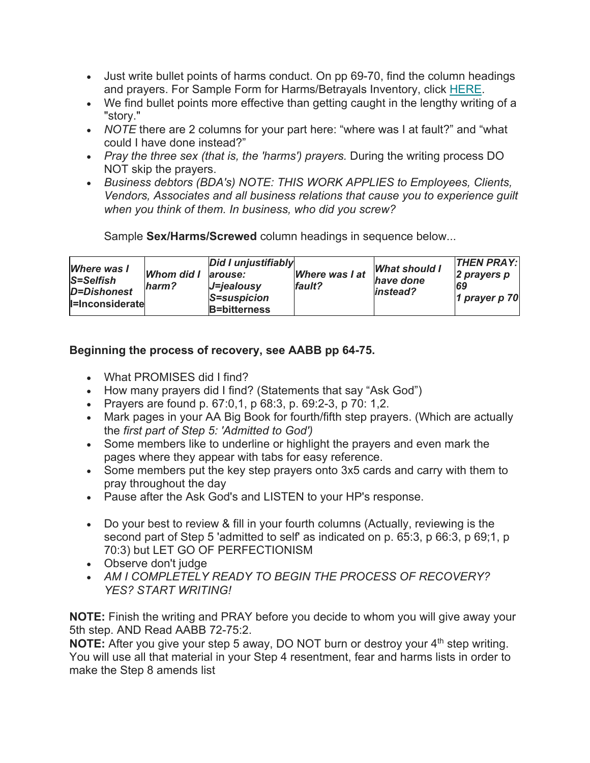- Just write bullet points of harms conduct. On pp 69-70, find the column headings and prayers. For Sample Form for Harms/Betrayals Inventory, click [HERE].
- We find bullet points more effective than getting caught in the lengthy writing of a "story."
- *NOTE* there are 2 columns for your part here: "where was I at fault?" and "what could I have done instead?"
- *Pray the three sex (that is, the 'harms') prayers.* During the writing process DO NOT skip the prayers.
- *Business debtors (BDA's) NOTE: THIS WORK APPLIES to Employees, Clients, Vendors, Associates and all business relations that cause you to experience guilt when you think of them. In business, who did you screw?*

Sample **Sex/Harms/Screwed** column headings in sequence below...

| ***Where was I S=Selfish D=Dishonest I=Inconsiderate*** | ***Whom did I harm?*** | ***Did I unjustifiably arouse: J=jealousy S=suspicion B=bitterness*** | ***Where was I at fault?*** | ***What should I have done instead?*** | ***THEN PRAY: 2 prayers p 69 1 prayer p 70*** |
|---|---|---|---|---|---|

**Beginning the process of recovery, see AABB pp 64-75.**

- What PROMISES did I find?
- How many prayers did I find? (Statements that say "Ask God")
- Prayers are found p. 67:0,1, p 68:3, p. 69:2-3, p 70: 1,2.
- Mark pages in your AA Big Book for fourth/fifth step prayers. (Which are actually the *first part of Step 5: 'Admitted to God')*
- Some members like to underline or highlight the prayers and even mark the pages where they appear with tabs for easy reference.
- Some members put the key step prayers onto 3x5 cards and carry with them to pray throughout the day
- Pause after the Ask God's and LISTEN to your HP's response.

- Do your best to review & fill in your fourth columns (Actually, reviewing is the second part of Step 5 'admitted to self' as indicated on p. 65:3, p 66:3, p 69;1, p 70:3) but LET GO OF PERFECTIONISM
- Observe don't judge
- *AM I COMPLETELY READY TO BEGIN THE PROCESS OF RECOVERY? YES? START WRITING!*

**NOTE:** Finish the writing and PRAY before you decide to whom you will give away your 5th step. AND Read AABB 72-75:2.
**NOTE:** After you give your step 5 away, DO NOT burn or destroy your 4th step writing. You will use all that material in your Step 4 resentment, fear and harms lists in order to make the Step 8 amends list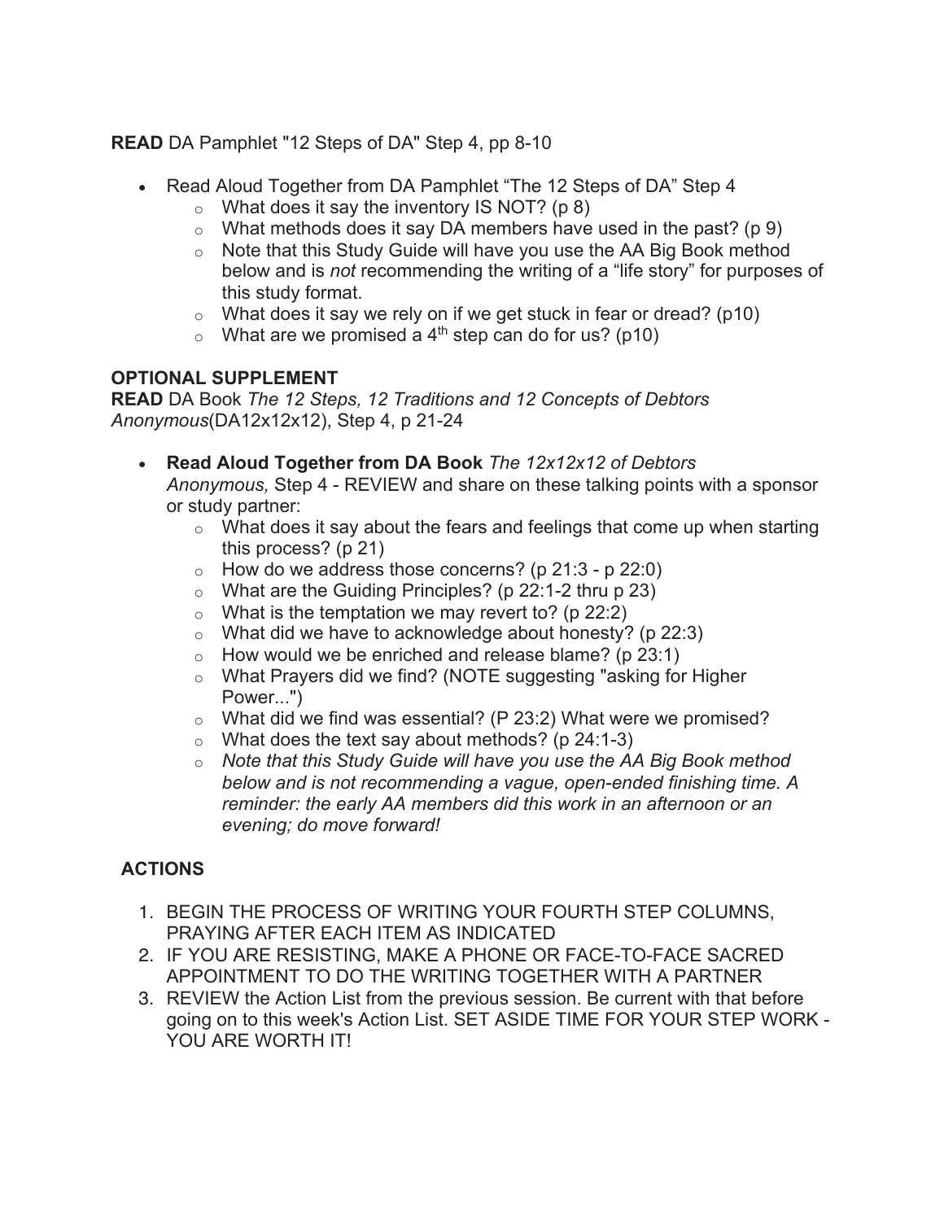**READ** DA Pamphlet "12 Steps of DA" Step 4, pp 8-10

- Read Aloud Together from DA Pamphlet "The 12 Steps of DA" Step 4
  - What does it say the inventory IS NOT? (p 8)
  - What methods does it say DA members have used in the past? (p 9)
  - Note that this Study Guide will have you use the AA Big Book method below and is *not* recommending the writing of a "life story" for purposes of this study format.
  - What does it say we rely on if we get stuck in fear or dread? (p10)
  - What are we promised a 4th step can do for us? (p10)

**OPTIONAL SUPPLEMENT**
**READ** DA Book *The 12 Steps, 12 Traditions and 12 Concepts of Debtors Anonymous*(DA12x12x12), Step 4, p 21-24

- **Read Aloud Together from DA Book** *The 12x12x12 of Debtors Anonymous,* Step 4 - REVIEW and share on these talking points with a sponsor or study partner:
  - What does it say about the fears and feelings that come up when starting this process? (p 21)
  - How do we address those concerns? (p 21:3 - p 22:0)
  - What are the Guiding Principles? (p 22:1-2 thru p 23)
  - What is the temptation we may revert to? (p 22:2)
  - What did we have to acknowledge about honesty? (p 22:3)
  - How would we be enriched and release blame? (p 23:1)
  - What Prayers did we find? (NOTE suggesting "asking for Higher Power...")
  - What did we find was essential? (P 23:2) What were we promised?
  - What does the text say about methods? (p 24:1-3)
  - *Note that this Study Guide will have you use the AA Big Book method below and is not recommending a vague, open-ended finishing time. A reminder: the early AA members did this work in an afternoon or an evening; do move forward!*

**ACTIONS**

1. BEGIN THE PROCESS OF WRITING YOUR FOURTH STEP COLUMNS, PRAYING AFTER EACH ITEM AS INDICATED
2. IF YOU ARE RESISTING, MAKE A PHONE OR FACE-TO-FACE SACRED APPOINTMENT TO DO THE WRITING TOGETHER WITH A PARTNER
3. REVIEW the Action List from the previous session. Be current with that before going on to this week's Action List. SET ASIDE TIME FOR YOUR STEP WORK - YOU ARE WORTH IT!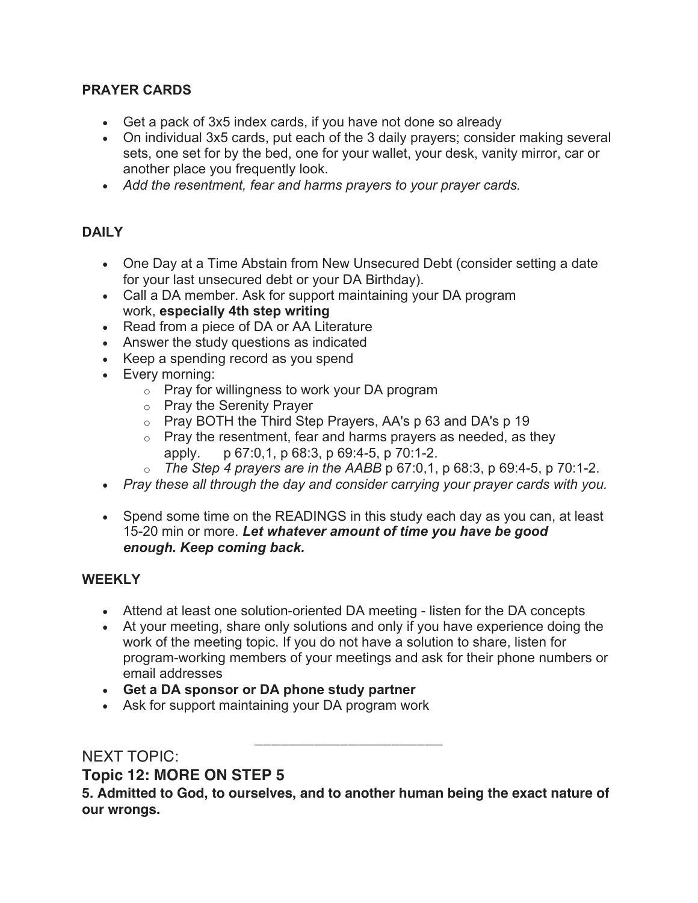**PRAYER CARDS**

- Get a pack of 3x5 index cards, if you have not done so already
- On individual 3x5 cards, put each of the 3 daily prayers; consider making several sets, one set for by the bed, one for your wallet, your desk, vanity mirror, car or another place you frequently look.
- *Add the resentment, fear and harms prayers to your prayer cards.*

**DAILY**

- One Day at a Time Abstain from New Unsecured Debt (consider setting a date for your last unsecured debt or your DA Birthday).
- Call a DA member. Ask for support maintaining your DA program work, **especially 4th step writing**
- Read from a piece of DA or AA Literature
- Answer the study questions as indicated
- Keep a spending record as you spend
- Every morning:
    - Pray for willingness to work your DA program
    - Pray the Serenity Prayer
    - Pray BOTH the Third Step Prayers, AA's p 63 and DA's p 19
    - Pray the resentment, fear and harms prayers as needed, as they apply. p 67:0,1, p 68:3, p 69:4-5, p 70:1-2.
    - *The Step 4 prayers are in the AABB* p 67:0,1, p 68:3, p 69:4-5, p 70:1-2.
- *Pray these all through the day and consider carrying your prayer cards with you.*
- Spend some time on the READINGS in this study each day as you can, at least 15-20 min or more. ***Let whatever amount of time you have be good enough. Keep coming back.***

**WEEKLY**

- Attend at least one solution-oriented DA meeting - listen for the DA concepts
- At your meeting, share only solutions and only if you have experience doing the work of the meeting topic. If you do not have a solution to share, listen for program-working members of your meetings and ask for their phone numbers or email addresses
- **Get a DA sponsor or DA phone study partner**
- Ask for support maintaining your DA program work

---

NEXT TOPIC:

## Topic 12: MORE ON STEP 5

**5. Admitted to God, to ourselves, and to another human being the exact nature of our wrongs.**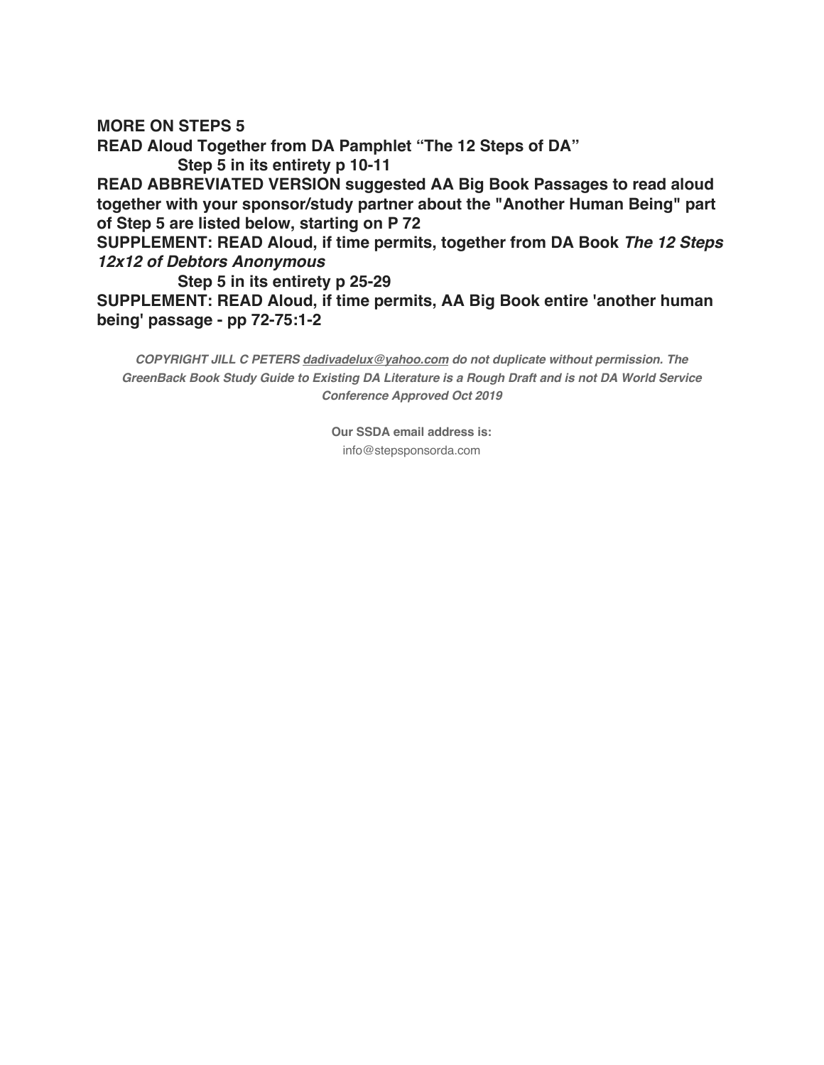**MORE ON STEPS 5**

**READ Aloud Together from DA Pamphlet "The 12 Steps of DA"**

**Step 5 in its entirety p 10-11**

**READ ABBREVIATED VERSION suggested AA Big Book Passages to read aloud together with your sponsor/study partner about the "Another Human Being" part of Step 5 are listed below, starting on P 72**

**SUPPLEMENT: READ Aloud, if time permits, together from DA Book *The 12 Steps 12x12 of Debtors Anonymous***

**Step 5 in its entirety p 25-29**

**SUPPLEMENT: READ Aloud, if time permits, AA Big Book entire 'another human being' passage - pp 72-75:1-2**

***COPYRIGHT JILL C PETERS dadivadelux@yahoo.com do not duplicate without permission. The GreenBack Book Study Guide to Existing DA Literature is a Rough Draft and is not DA World Service Conference Approved Oct 2019***

**Our SSDA email address is:**
info@stepsponsorda.com